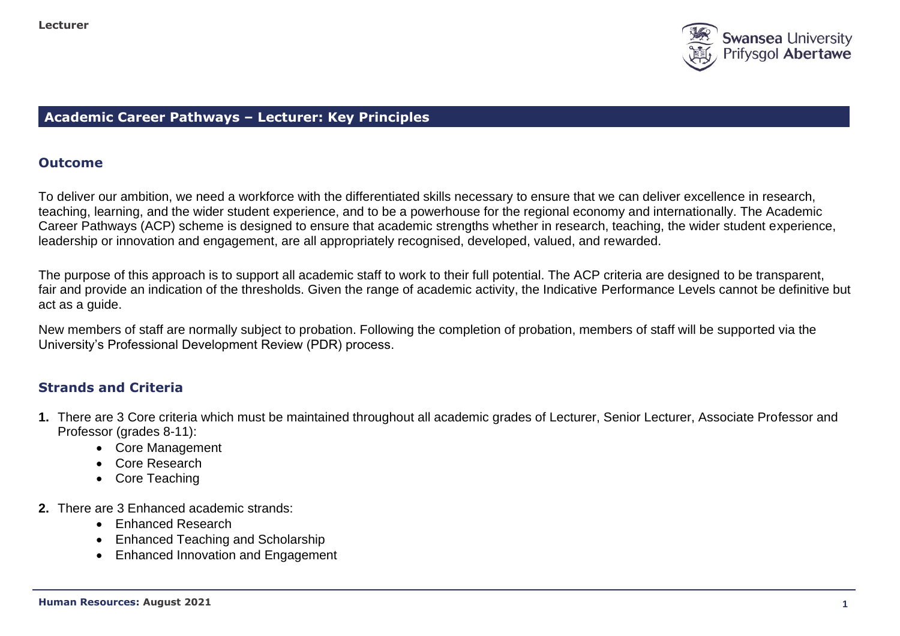## Academic Career Pathways – Lecturer: Key Principles

### Outcome

To deliver our ambition, we need a workforce with the differentiated skills necessary to ensure that we can deliver excellence in research, teaching, learning, and the wider student experience, and to be a powerhouse for the regional economy and internationally. The Academic Career Pathways (ACP) scheme is designed to ensure that academic strengths whether in research, teaching, the wider student experience, leadership or innovation and engagement, are all appropriately recognised, developed, valued, and rewarded.

The purpose of this approach is to support all academic staff to work to their full potential. The ACP criteria are designed to be transparent, fair and provide an indication of the thresholds. Given the range of academic activity, the Indicative Performance Levels cannot be definitive but act as a guide.

New members of staff are normally subject to probation. Following the completion of probation, members of staff will be supported via the University's Professional Development Review (PDR) process.

### Strands and Criteria

1. There are 3 Core criteria which must be maintained throughout all academic grades of Lecturer, Senior Lecturer, Associate Professor and Professor (grades 8-11):
    - Core Management
    - Core Research
    - Core Teaching
2. There are 3 Enhanced academic strands:
    - Enhanced Research
    - Enhanced Teaching and Scholarship
    - Enhanced Innovation and Engagement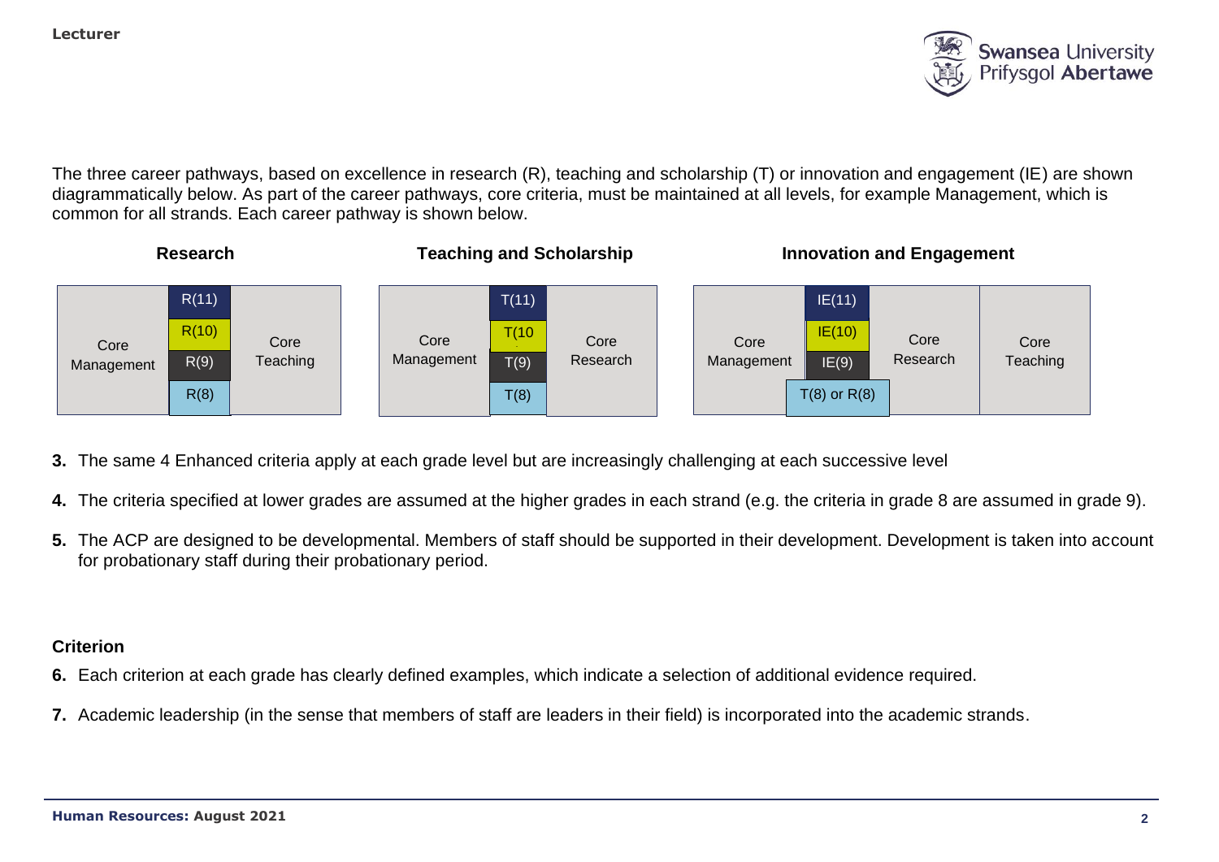The three career pathways, based on excellence in research (R), teaching and scholarship (T) or innovation and engagement (IE) are shown diagrammatically below. As part of the career pathways, core criteria, must be maintained at all levels, for example Management, which is common for all strands. Each career pathway is shown below.

**Research**

| Core Management | R(11) / R(10) / R(9) / R(8) | Core Teaching |
|---|---|---|

**Teaching and Scholarship**

| Core Management | T(11) / T(10 / T(9) / T(8) | Core Research |
|---|---|---|

**Innovation and Engagement**

| Core Management | IE(11) / IE(10) / IE(9) / T(8) or R(8) | Core Research | Core Teaching |
|---|---|---|---|

3. The same 4 Enhanced criteria apply at each grade level but are increasingly challenging at each successive level
4. The criteria specified at lower grades are assumed at the higher grades in each strand (e.g. the criteria in grade 8 are assumed in grade 9).
5. The ACP are designed to be developmental. Members of staff should be supported in their development. Development is taken into account for probationary staff during their probationary period.

### Criterion

6. Each criterion at each grade has clearly defined examples, which indicate a selection of additional evidence required.
7. Academic leadership (in the sense that members of staff are leaders in their field) is incorporated into the academic strands.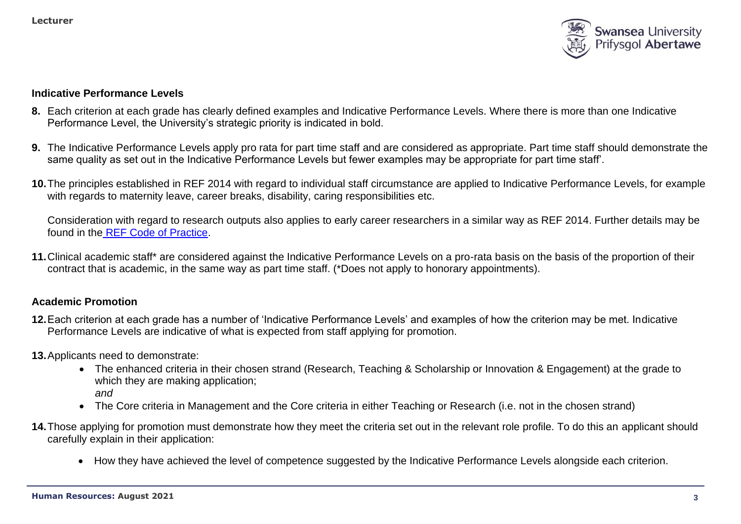## Indicative Performance Levels

8. Each criterion at each grade has clearly defined examples and Indicative Performance Levels. Where there is more than one Indicative Performance Level, the University's strategic priority is indicated in bold.

9. The Indicative Performance Levels apply pro rata for part time staff and are considered as appropriate. Part time staff should demonstrate the same quality as set out in the Indicative Performance Levels but fewer examples may be appropriate for part time staff'.

10. The principles established in REF 2014 with regard to individual staff circumstance are applied to Indicative Performance Levels, for example with regards to maternity leave, career breaks, disability, caring responsibilities etc.

    Consideration with regard to research outputs also applies to early career researchers in a similar way as REF 2014. Further details may be found in the REF Code of Practice.

11. Clinical academic staff* are considered against the Indicative Performance Levels on a pro-rata basis on the basis of the proportion of their contract that is academic, in the same way as part time staff. (*Does not apply to honorary appointments).

## Academic Promotion

12. Each criterion at each grade has a number of 'Indicative Performance Levels' and examples of how the criterion may be met. Indicative Performance Levels are indicative of what is expected from staff applying for promotion.

13. Applicants need to demonstrate:
    - The enhanced criteria in their chosen strand (Research, Teaching & Scholarship or Innovation & Engagement) at the grade to which they are making application;
      *and*
    - The Core criteria in Management and the Core criteria in either Teaching or Research (i.e. not in the chosen strand)

14. Those applying for promotion must demonstrate how they meet the criteria set out in the relevant role profile. To do this an applicant should carefully explain in their application:

    - How they have achieved the level of competence suggested by the Indicative Performance Levels alongside each criterion.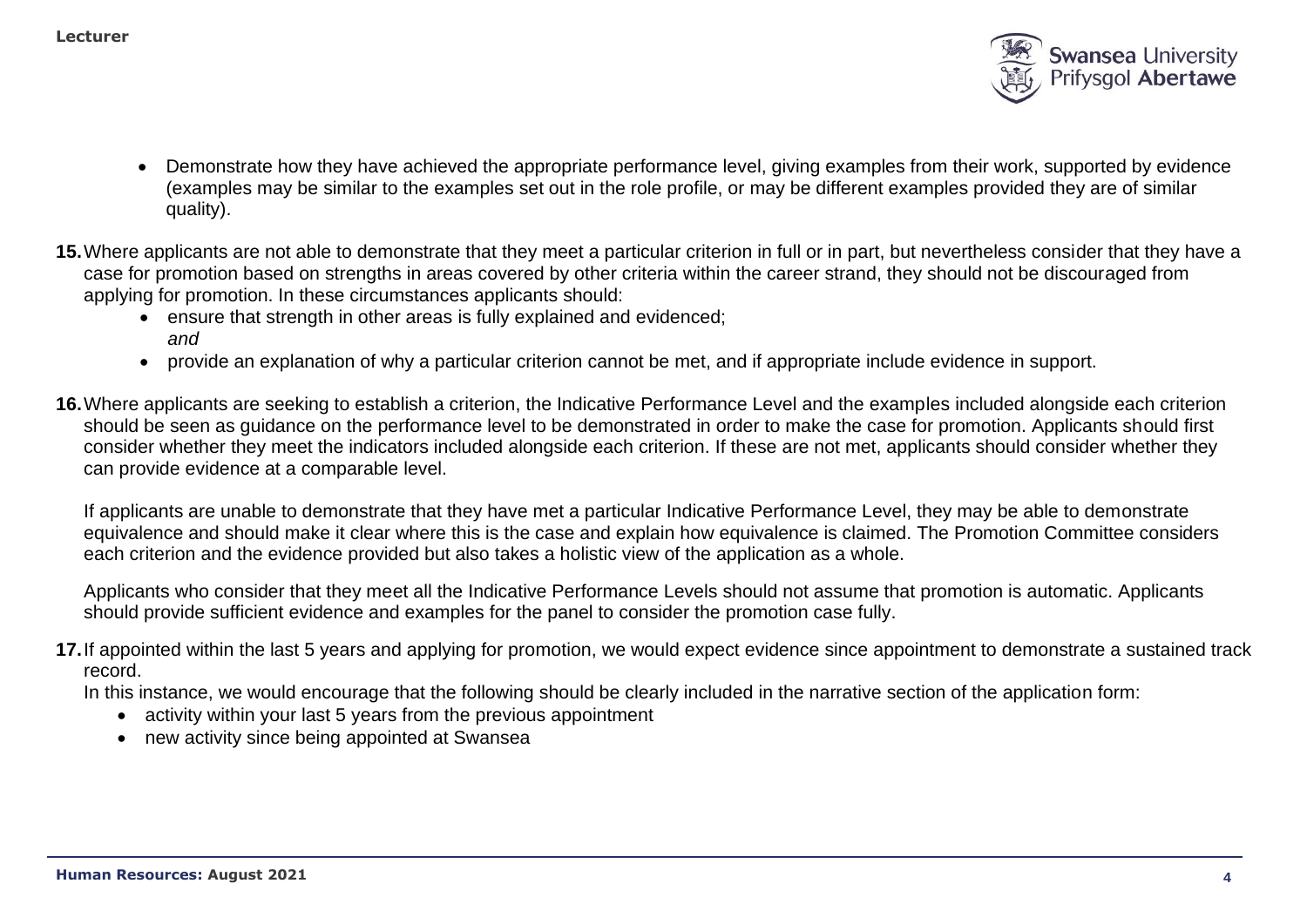- Demonstrate how they have achieved the appropriate performance level, giving examples from their work, supported by evidence (examples may be similar to the examples set out in the role profile, or may be different examples provided they are of similar quality).

**15.** Where applicants are not able to demonstrate that they meet a particular criterion in full or in part, but nevertheless consider that they have a case for promotion based on strengths in areas covered by other criteria within the career strand, they should not be discouraged from applying for promotion. In these circumstances applicants should:

- ensure that strength in other areas is fully explained and evidenced;
  *and*
- provide an explanation of why a particular criterion cannot be met, and if appropriate include evidence in support.

**16.** Where applicants are seeking to establish a criterion, the Indicative Performance Level and the examples included alongside each criterion should be seen as guidance on the performance level to be demonstrated in order to make the case for promotion. Applicants should first consider whether they meet the indicators included alongside each criterion. If these are not met, applicants should consider whether they can provide evidence at a comparable level.

If applicants are unable to demonstrate that they have met a particular Indicative Performance Level, they may be able to demonstrate equivalence and should make it clear where this is the case and explain how equivalence is claimed. The Promotion Committee considers each criterion and the evidence provided but also takes a holistic view of the application as a whole.

Applicants who consider that they meet all the Indicative Performance Levels should not assume that promotion is automatic. Applicants should provide sufficient evidence and examples for the panel to consider the promotion case fully.

**17.** If appointed within the last 5 years and applying for promotion, we would expect evidence since appointment to demonstrate a sustained track record.

In this instance, we would encourage that the following should be clearly included in the narrative section of the application form:

- activity within your last 5 years from the previous appointment
- new activity since being appointed at Swansea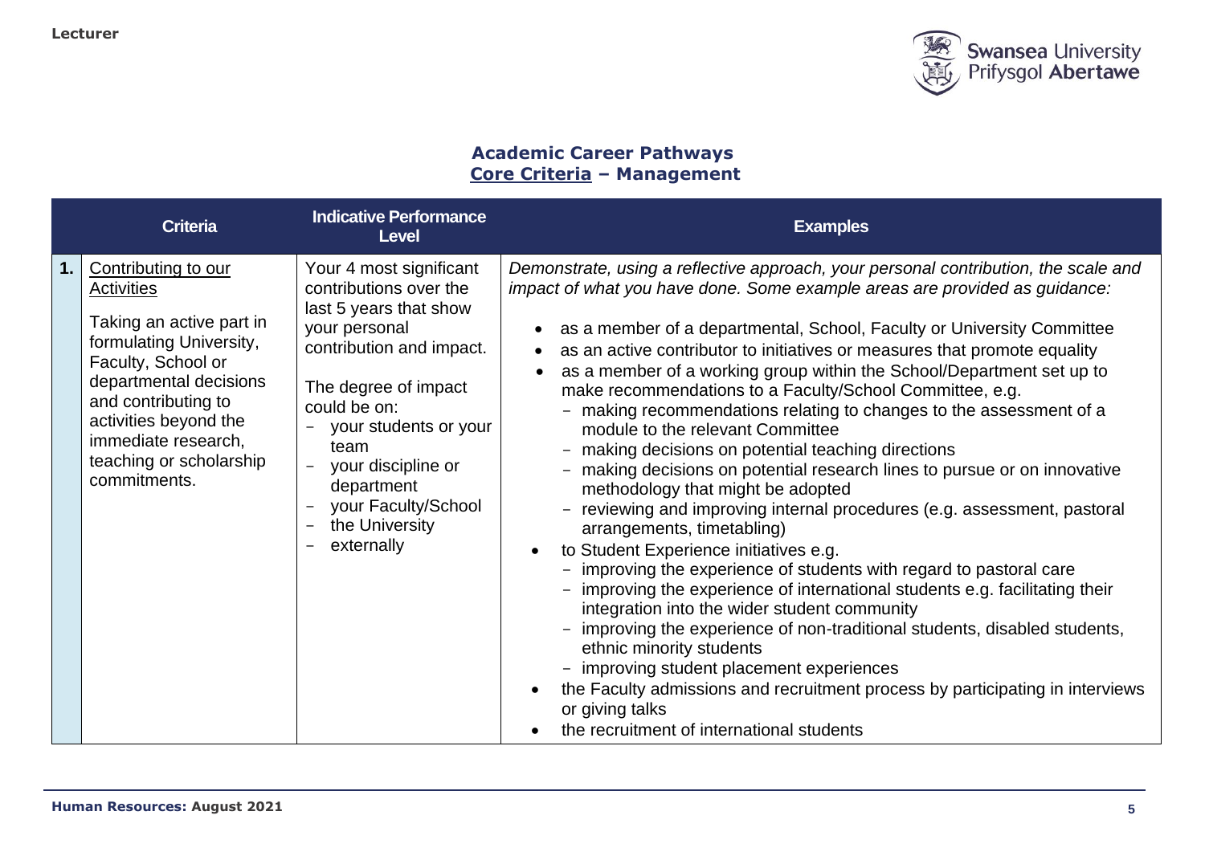## Academic Career Pathways
## Core Criteria – Management

| | Criteria | Indicative Performance Level | Examples |
|---|---|---|---|
| **1.** | Contributing to our Activities<br><br>Taking an active part in formulating University, Faculty, School or departmental decisions and contributing to activities beyond the immediate research, teaching or scholarship commitments. | Your 4 most significant contributions over the last 5 years that show your personal contribution and impact.<br><br>The degree of impact could be on:<br>– your students or your team<br>– your discipline or department<br>– your Faculty/School<br>– the University<br>– externally | *Demonstrate, using a reflective approach, your personal contribution, the scale and impact of what you have done. Some example areas are provided as guidance:*<br><br>• as a member of a departmental, School, Faculty or University Committee<br>• as an active contributor to initiatives or measures that promote equality<br>• as a member of a working group within the School/Department set up to make recommendations to a Faculty/School Committee, e.g.<br>  – making recommendations relating to changes to the assessment of a module to the relevant Committee<br>  – making decisions on potential teaching directions<br>  – making decisions on potential research lines to pursue or on innovative methodology that might be adopted<br>  – reviewing and improving internal procedures (e.g. assessment, pastoral arrangements, timetabling)<br>• to Student Experience initiatives e.g.<br>  – improving the experience of students with regard to pastoral care<br>  – improving the experience of international students e.g. facilitating their integration into the wider student community<br>  – improving the experience of non-traditional students, disabled students, ethnic minority students<br>  – improving student placement experiences<br>• the Faculty admissions and recruitment process by participating in interviews or giving talks<br>• the recruitment of international students |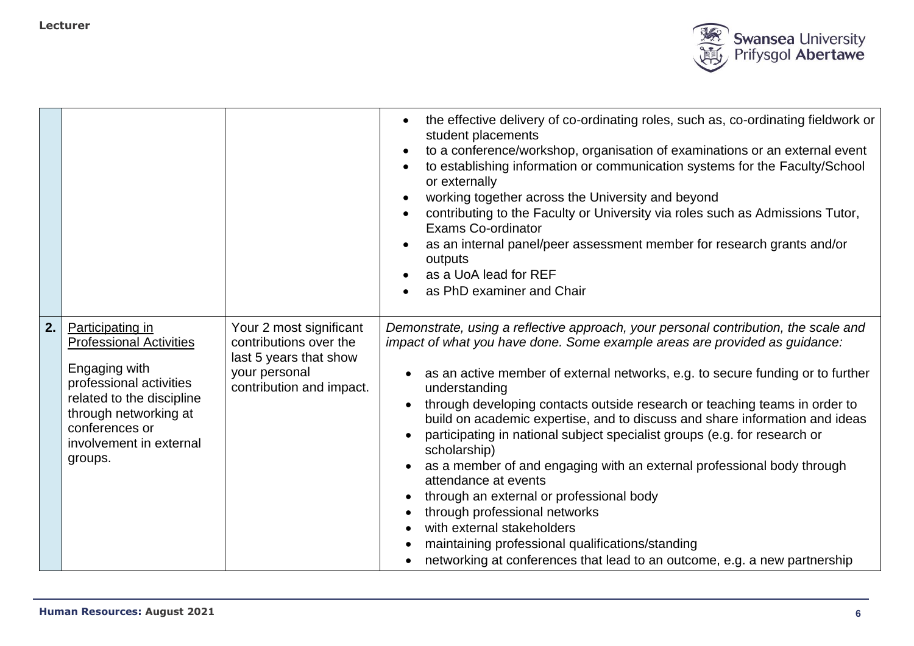| | | | |
|---|---|---|---|
| | | | • the effective delivery of co-ordinating roles, such as, co-ordinating fieldwork or student placements<br>• to a conference/workshop, organisation of examinations or an external event<br>• to establishing information or communication systems for the Faculty/School or externally<br>• working together across the University and beyond<br>• contributing to the Faculty or University via roles such as Admissions Tutor, Exams Co-ordinator<br>• as an internal panel/peer assessment member for research grants and/or outputs<br>• as a UoA lead for REF<br>• as PhD examiner and Chair |
| **2.** | Participating in Professional Activities<br><br>Engaging with professional activities related to the discipline through networking at conferences or involvement in external groups. | Your 2 most significant contributions over the last 5 years that show your personal contribution and impact. | *Demonstrate, using a reflective approach, your personal contribution, the scale and impact of what you have done. Some example areas are provided as guidance:*<br><br>• as an active member of external networks, e.g. to secure funding or to further understanding<br>• through developing contacts outside research or teaching teams in order to build on academic expertise, and to discuss and share information and ideas<br>• participating in national subject specialist groups (e.g. for research or scholarship)<br>• as a member of and engaging with an external professional body through attendance at events<br>• through an external or professional body<br>• through professional networks<br>• with external stakeholders<br>• maintaining professional qualifications/standing<br>• networking at conferences that lead to an outcome, e.g. a new partnership |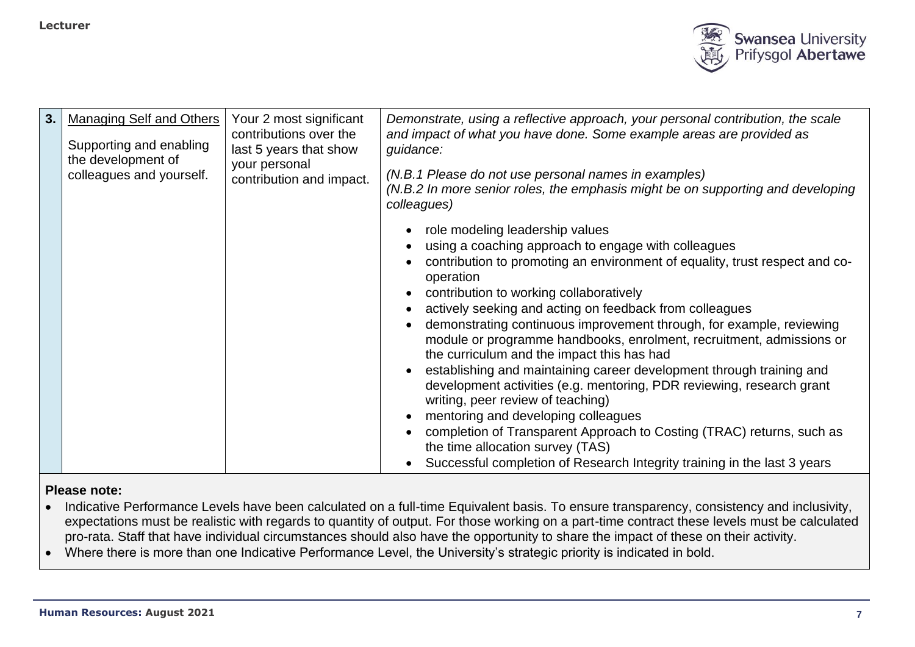| 3. | <u>Managing Self and Others</u><br><br>Supporting and enabling the development of colleagues and yourself. | Your 2 most significant contributions over the last 5 years that show your personal contribution and impact. | *Demonstrate, using a reflective approach, your personal contribution, the scale and impact of what you have done. Some example areas are provided as guidance:*<br><br>*(N.B.1 Please do not use personal names in examples)*<br>*(N.B.2 In more senior roles, the emphasis might be on supporting and developing colleagues)*<br><br>• role modeling leadership values<br>• using a coaching approach to engage with colleagues<br>• contribution to promoting an environment of equality, trust respect and co-operation<br>• contribution to working collaboratively<br>• actively seeking and acting on feedback from colleagues<br>• demonstrating continuous improvement through, for example, reviewing module or programme handbooks, enrolment, recruitment, admissions or the curriculum and the impact this has had<br>• establishing and maintaining career development through training and development activities (e.g. mentoring, PDR reviewing, research grant writing, peer review of teaching)<br>• mentoring and developing colleagues<br>• completion of Transparent Approach to Costing (TRAC) returns, such as the time allocation survey (TAS)<br>• Successful completion of Research Integrity training in the last 3 years |
|---|---|---|---|

**Please note:**

- Indicative Performance Levels have been calculated on a full-time Equivalent basis. To ensure transparency, consistency and inclusivity, expectations must be realistic with regards to quantity of output. For those working on a part-time contract these levels must be calculated pro-rata. Staff that have individual circumstances should also have the opportunity to share the impact of these on their activity.
- Where there is more than one Indicative Performance Level, the University's strategic priority is indicated in bold.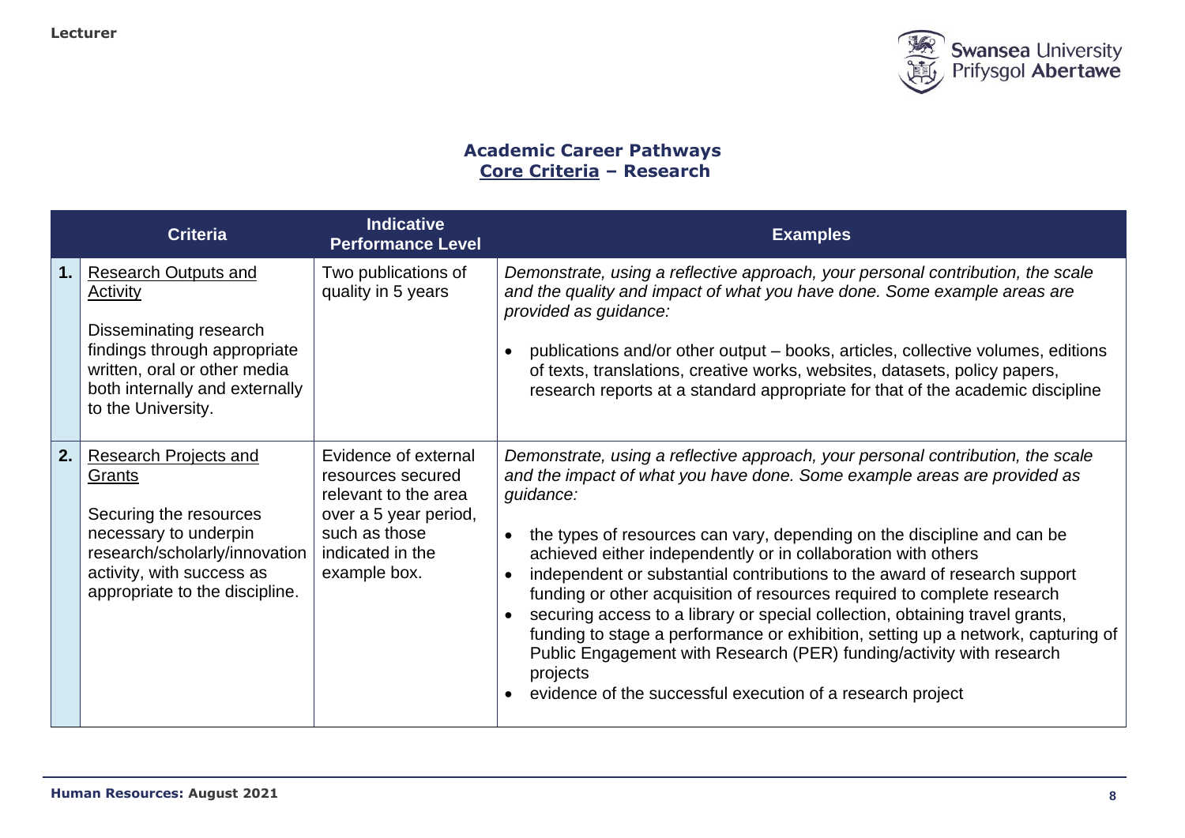## Academic Career Pathways
## Core Criteria – Research

| | Criteria | Indicative Performance Level | Examples |
|---|---|---|---|
| **1.** | Research Outputs and Activity<br><br>Disseminating research findings through appropriate written, oral or other media both internally and externally to the University. | Two publications of quality in 5 years | *Demonstrate, using a reflective approach, your personal contribution, the scale and the quality and impact of what you have done. Some example areas are provided as guidance:*<br><br>• publications and/or other output – books, articles, collective volumes, editions of texts, translations, creative works, websites, datasets, policy papers, research reports at a standard appropriate for that of the academic discipline |
| **2.** | Research Projects and Grants<br><br>Securing the resources necessary to underpin research/scholarly/innovation activity, with success as appropriate to the discipline. | Evidence of external resources secured relevant to the area over a 5 year period, such as those indicated in the example box. | *Demonstrate, using a reflective approach, your personal contribution, the scale and the impact of what you have done. Some example areas are provided as guidance:*<br><br>• the types of resources can vary, depending on the discipline and can be achieved either independently or in collaboration with others<br>• independent or substantial contributions to the award of research support funding or other acquisition of resources required to complete research<br>• securing access to a library or special collection, obtaining travel grants, funding to stage a performance or exhibition, setting up a network, capturing of Public Engagement with Research (PER) funding/activity with research projects<br>• evidence of the successful execution of a research project |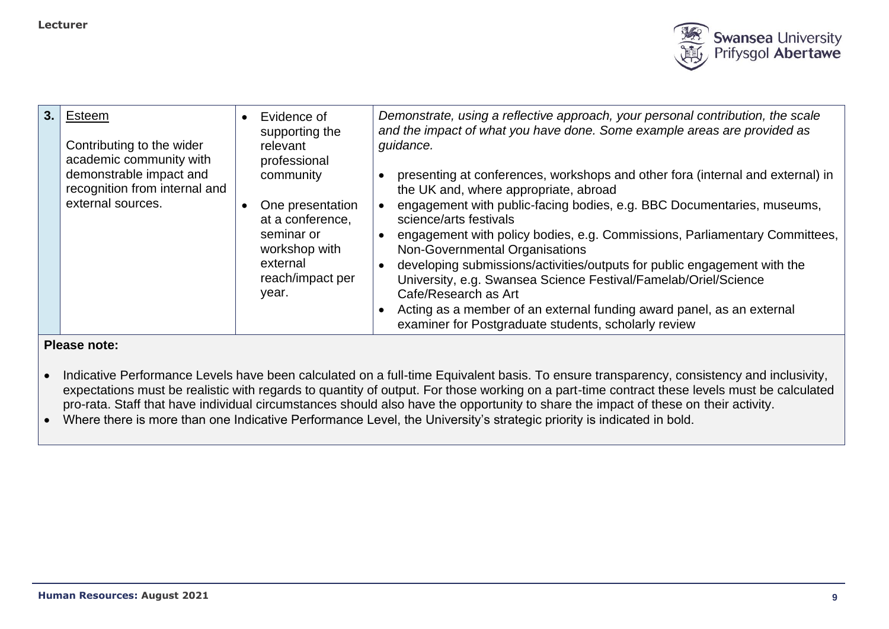| 3. | Esteem<br><br>Contributing to the wider academic community with demonstrable impact and recognition from internal and external sources. | • Evidence of supporting the relevant professional community<br><br>• One presentation at a conference, seminar or workshop with external reach/impact per year. | *Demonstrate, using a reflective approach, your personal contribution, the scale and the impact of what you have done. Some example areas are provided as guidance.*<br><br>• presenting at conferences, workshops and other fora (internal and external) in the UK and, where appropriate, abroad<br>• engagement with public-facing bodies, e.g. BBC Documentaries, museums, science/arts festivals<br>• engagement with policy bodies, e.g. Commissions, Parliamentary Committees, Non-Governmental Organisations<br>• developing submissions/activities/outputs for public engagement with the University, e.g. Swansea Science Festival/Famelab/Oriel/Science Cafe/Research as Art<br>• Acting as a member of an external funding award panel, as an external examiner for Postgraduate students, scholarly review |
|---|---|---|---|

**Please note:**

- Indicative Performance Levels have been calculated on a full-time Equivalent basis. To ensure transparency, consistency and inclusivity, expectations must be realistic with regards to quantity of output. For those working on a part-time contract these levels must be calculated pro-rata. Staff that have individual circumstances should also have the opportunity to share the impact of these on their activity.
- Where there is more than one Indicative Performance Level, the University's strategic priority is indicated in bold.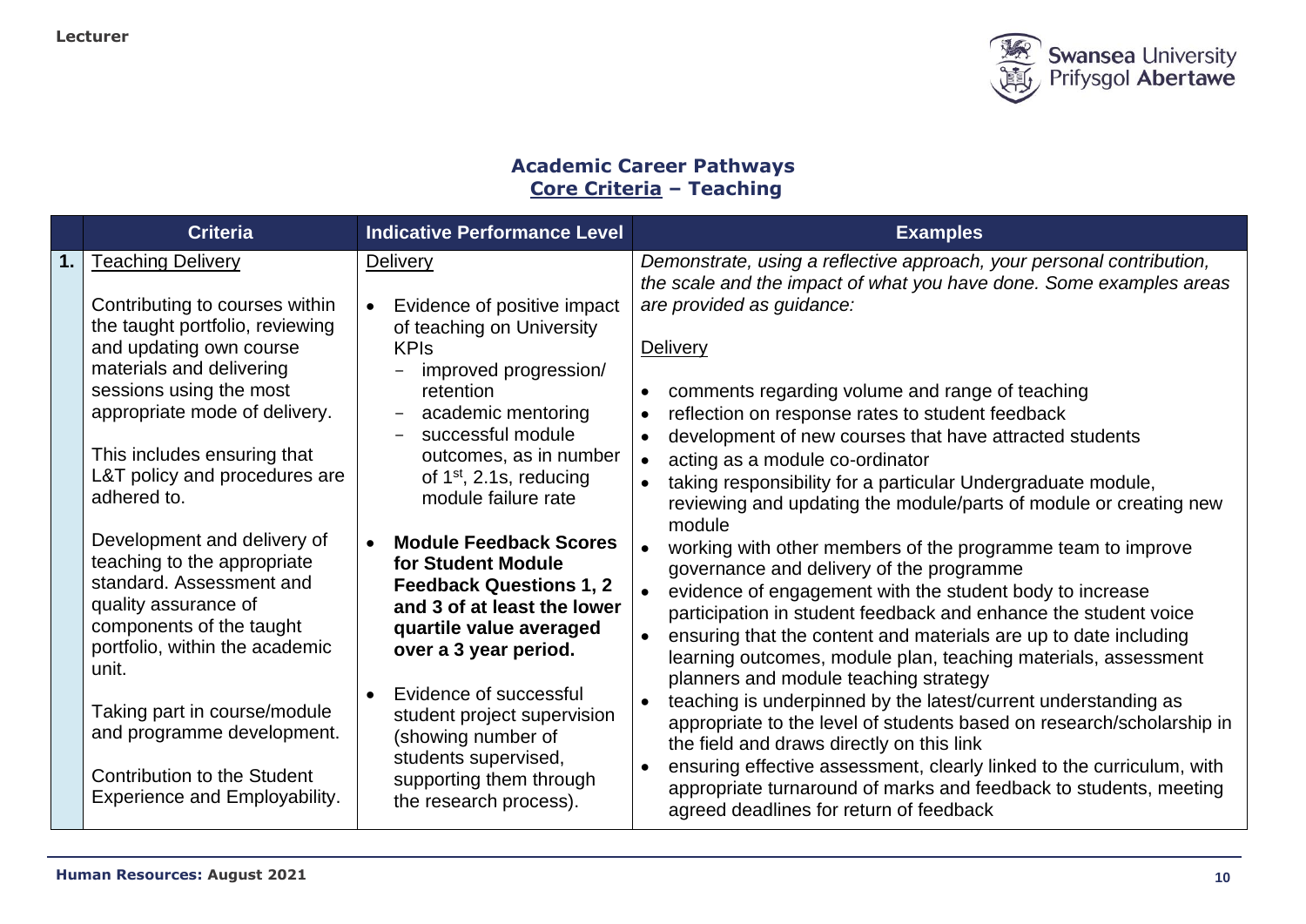## Academic Career Pathways
## Core Criteria – Teaching

| | Criteria | Indicative Performance Level | Examples |
|---|---|---|---|
| **1.** | Teaching Delivery<br><br>Contributing to courses within the taught portfolio, reviewing and updating own course materials and delivering sessions using the most appropriate mode of delivery.<br><br>This includes ensuring that L&T policy and procedures are adhered to.<br><br>Development and delivery of teaching to the appropriate standard. Assessment and quality assurance of components of the taught portfolio, within the academic unit.<br><br>Taking part in course/module and programme development.<br><br>Contribution to the Student Experience and Employability. | Delivery<br><br>• Evidence of positive impact of teaching on University KPIs<br>  – improved progression/ retention<br>  – academic mentoring<br>  – successful module outcomes, as in number of 1st, 2.1s, reducing module failure rate<br><br>• **Module Feedback Scores for Student Module Feedback Questions 1, 2 and 3 of at least the lower quartile value averaged over a 3 year period.**<br><br>• Evidence of successful student project supervision (showing number of students supervised, supporting them through the research process). | *Demonstrate, using a reflective approach, your personal contribution, the scale and the impact of what you have done. Some examples areas are provided as guidance:*<br><br>Delivery<br><br>• comments regarding volume and range of teaching<br>• reflection on response rates to student feedback<br>• development of new courses that have attracted students<br>• acting as a module co-ordinator<br>• taking responsibility for a particular Undergraduate module, reviewing and updating the module/parts of module or creating new module<br>• working with other members of the programme team to improve governance and delivery of the programme<br>• evidence of engagement with the student body to increase participation in student feedback and enhance the student voice<br>• ensuring that the content and materials are up to date including learning outcomes, module plan, teaching materials, assessment planners and module teaching strategy<br>• teaching is underpinned by the latest/current understanding as appropriate to the level of students based on research/scholarship in the field and draws directly on this link<br>• ensuring effective assessment, clearly linked to the curriculum, with appropriate turnaround of marks and feedback to students, meeting agreed deadlines for return of feedback |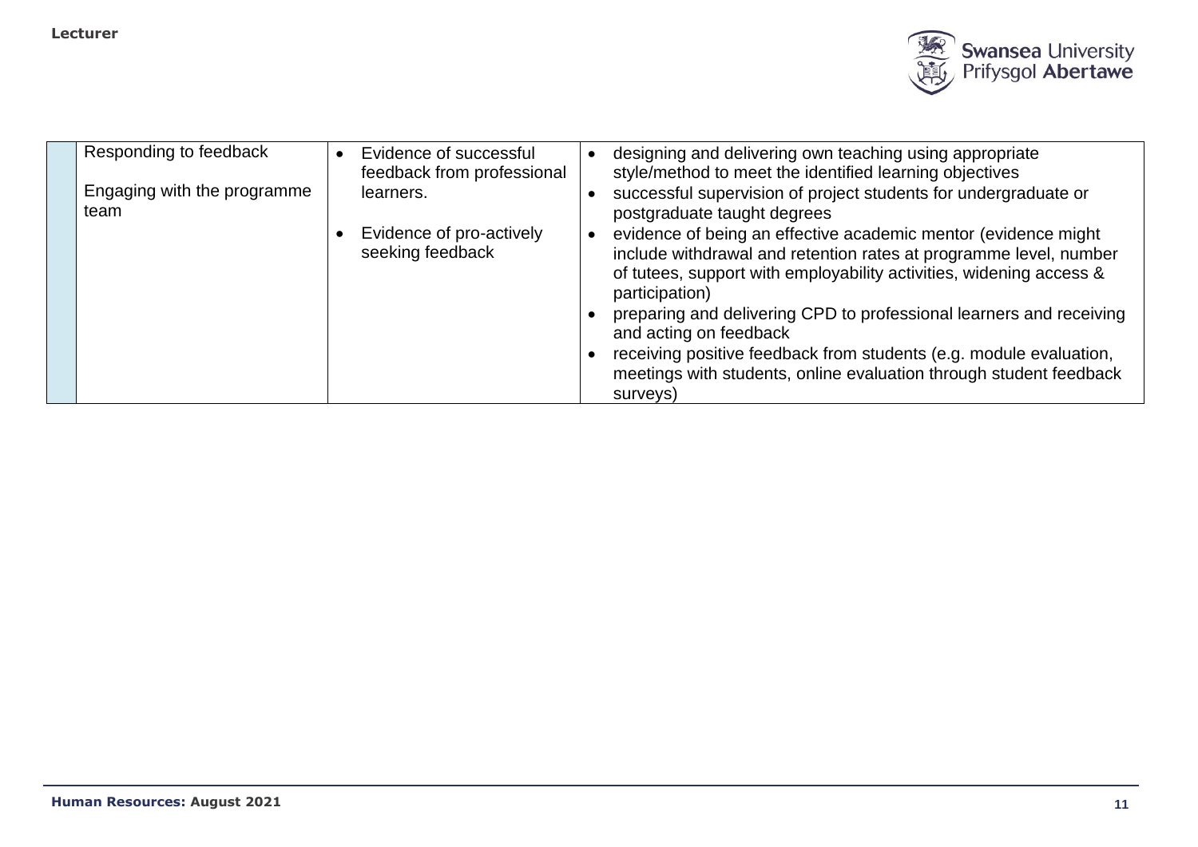| | | | |
|---|---|---|---|
| | Responding to feedback<br><br>Engaging with the programme team | • Evidence of successful feedback from professional learners.<br><br>• Evidence of pro-actively seeking feedback | • designing and delivering own teaching using appropriate style/method to meet the identified learning objectives<br>• successful supervision of project students for undergraduate or postgraduate taught degrees<br>• evidence of being an effective academic mentor (evidence might include withdrawal and retention rates at programme level, number of tutees, support with employability activities, widening access & participation)<br>• preparing and delivering CPD to professional learners and receiving and acting on feedback<br>• receiving positive feedback from students (e.g. module evaluation, meetings with students, online evaluation through student feedback surveys) |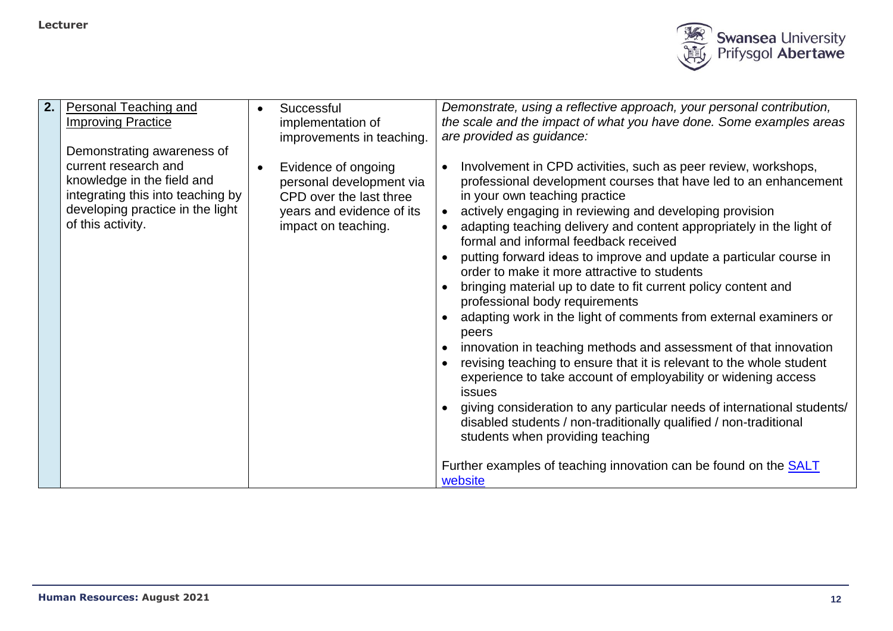| 2. | <u>Personal Teaching and Improving Practice</u><br><br>Demonstrating awareness of current research and knowledge in the field and integrating this into teaching by developing practice in the light of this activity. | • Successful implementation of improvements in teaching.<br><br>• Evidence of ongoing personal development via CPD over the last three years and evidence of its impact on teaching. | *Demonstrate, using a reflective approach, your personal contribution, the scale and the impact of what you have done. Some examples areas are provided as guidance:*<br><br>• Involvement in CPD activities, such as peer review, workshops, professional development courses that have led to an enhancement in your own teaching practice<br>• actively engaging in reviewing and developing provision<br>• adapting teaching delivery and content appropriately in the light of formal and informal feedback received<br>• putting forward ideas to improve and update a particular course in order to make it more attractive to students<br>• bringing material up to date to fit current policy content and professional body requirements<br>• adapting work in the light of comments from external examiners or peers<br>• innovation in teaching methods and assessment of that innovation<br>• revising teaching to ensure that it is relevant to the whole student experience to take account of employability or widening access issues<br>• giving consideration to any particular needs of international students/ disabled students / non-traditionally qualified / non-traditional students when providing teaching<br><br>Further examples of teaching innovation can be found on the [SALT website]() |
|---|---|---|---|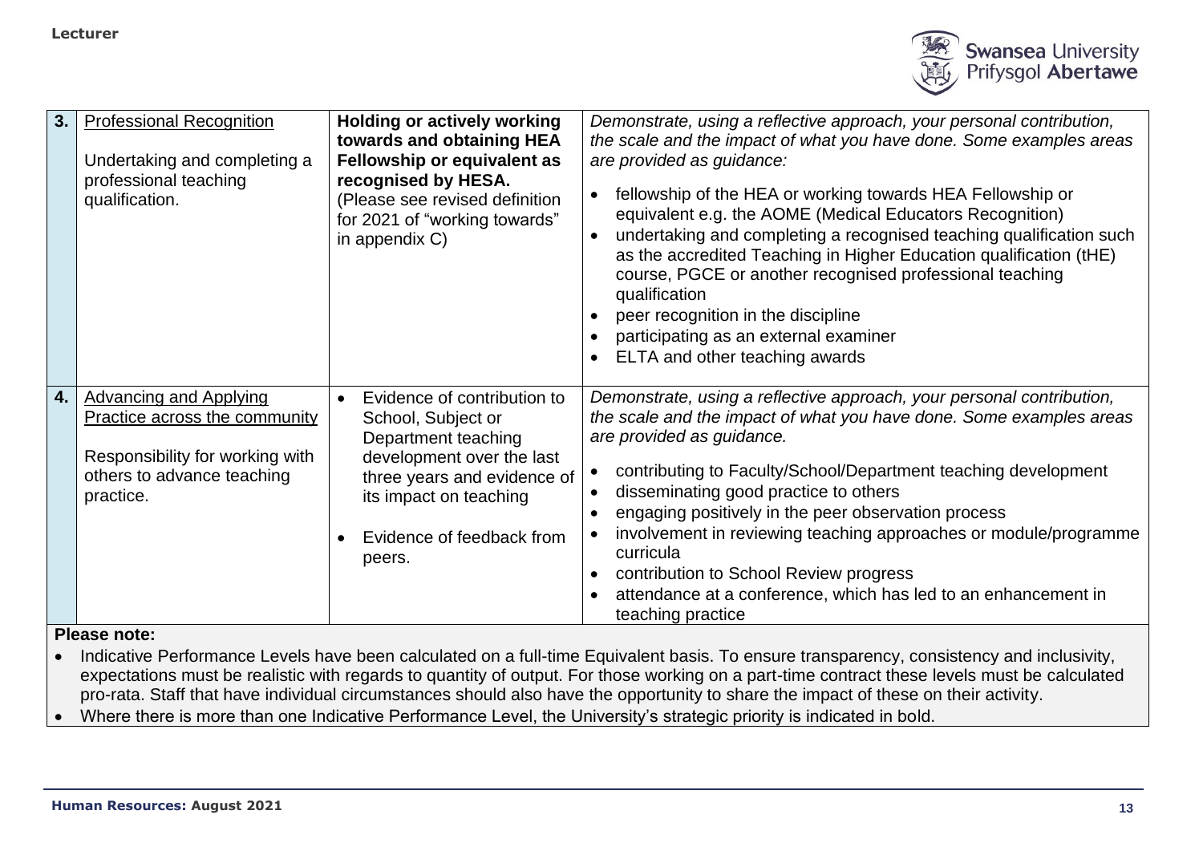| | | | |
|---|---|---|---|
| **3.** | Professional Recognition<br><br>Undertaking and completing a professional teaching qualification. | **Holding or actively working towards and obtaining HEA Fellowship or equivalent as recognised by HESA.**<br>(Please see revised definition for 2021 of "working towards" in appendix C) | *Demonstrate, using a reflective approach, your personal contribution, the scale and the impact of what you have done. Some examples areas are provided as guidance:*<br>• fellowship of the HEA or working towards HEA Fellowship or equivalent e.g. the AOME (Medical Educators Recognition)<br>• undertaking and completing a recognised teaching qualification such as the accredited Teaching in Higher Education qualification (tHE) course, PGCE or another recognised professional teaching qualification<br>• peer recognition in the discipline<br>• participating as an external examiner<br>• ELTA and other teaching awards |
| **4.** | Advancing and Applying Practice across the community<br><br>Responsibility for working with others to advance teaching practice. | • Evidence of contribution to School, Subject or Department teaching development over the last three years and evidence of its impact on teaching<br>• Evidence of feedback from peers. | *Demonstrate, using a reflective approach, your personal contribution, the scale and the impact of what you have done. Some examples areas are provided as guidance.*<br>• contributing to Faculty/School/Department teaching development<br>• disseminating good practice to others<br>• engaging positively in the peer observation process<br>• involvement in reviewing teaching approaches or module/programme curricula<br>• contribution to School Review progress<br>• attendance at a conference, which has led to an enhancement in teaching practice |

**Please note:**

- Indicative Performance Levels have been calculated on a full-time Equivalent basis. To ensure transparency, consistency and inclusivity, expectations must be realistic with regards to quantity of output. For those working on a part-time contract these levels must be calculated pro-rata. Staff that have individual circumstances should also have the opportunity to share the impact of these on their activity.
- Where there is more than one Indicative Performance Level, the University's strategic priority is indicated in bold.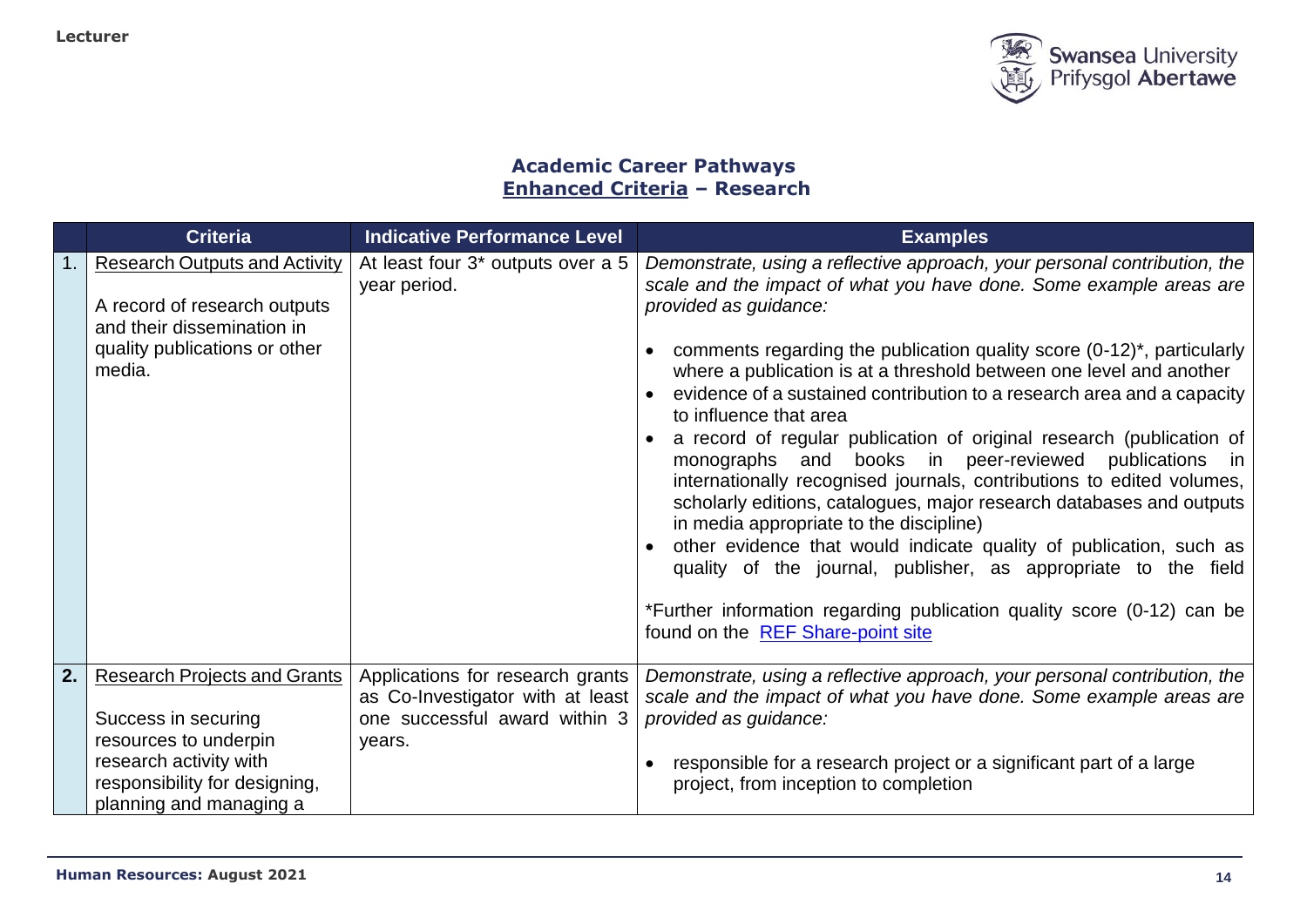## Academic Career Pathways
## Enhanced Criteria – Research

| | Criteria | Indicative Performance Level | Examples |
|---|---|---|---|
| 1. | Research Outputs and Activity<br><br>A record of research outputs and their dissemination in quality publications or other media. | At least four 3* outputs over a 5 year period. | *Demonstrate, using a reflective approach, your personal contribution, the scale and the impact of what you have done. Some example areas are provided as guidance:*<br><br>• comments regarding the publication quality score (0-12)*, particularly where a publication is at a threshold between one level and another<br>• evidence of a sustained contribution to a research area and a capacity to influence that area<br>• a record of regular publication of original research (publication of monographs and books in peer-reviewed publications in internationally recognised journals, contributions to edited volumes, scholarly editions, catalogues, major research databases and outputs in media appropriate to the discipline)<br>• other evidence that would indicate quality of publication, such as quality of the journal, publisher, as appropriate to the field<br><br>*Further information regarding publication quality score (0-12) can be found on the REF Share-point site |
| 2. | Research Projects and Grants<br><br>Success in securing resources to underpin research activity with responsibility for designing, planning and managing a | Applications for research grants as Co-Investigator with at least one successful award within 3 years. | *Demonstrate, using a reflective approach, your personal contribution, the scale and the impact of what you have done. Some example areas are provided as guidance:*<br><br>• responsible for a research project or a significant part of a large project, from inception to completion |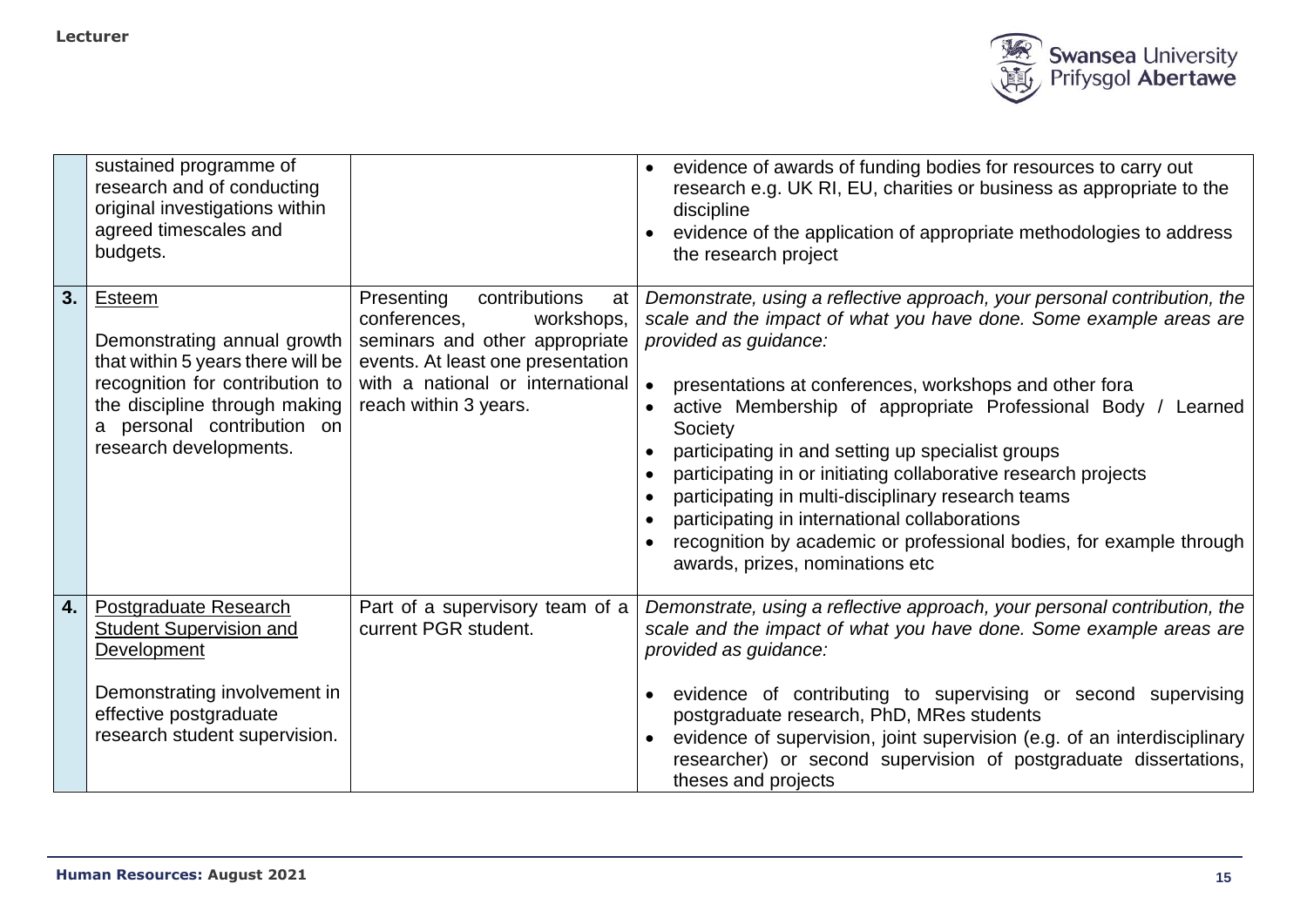| | | | |
|---|---|---|---|
| | sustained programme of research and of conducting original investigations within agreed timescales and budgets. | | • evidence of awards of funding bodies for resources to carry out research e.g. UK RI, EU, charities or business as appropriate to the discipline<br>• evidence of the application of appropriate methodologies to address the research project |
| **3.** | <u>Esteem</u><br><br>Demonstrating annual growth that within 5 years there will be recognition for contribution to the discipline through making a personal contribution on research developments. | Presenting contributions at conferences, workshops, seminars and other appropriate events. At least one presentation with a national or international reach within 3 years. | *Demonstrate, using a reflective approach, your personal contribution, the scale and the impact of what you have done. Some example areas are provided as guidance:*<br><br>• presentations at conferences, workshops and other fora<br>• active Membership of appropriate Professional Body / Learned Society<br>• participating in and setting up specialist groups<br>• participating in or initiating collaborative research projects<br>• participating in multi-disciplinary research teams<br>• participating in international collaborations<br>• recognition by academic or professional bodies, for example through awards, prizes, nominations etc |
| **4.** | <u>Postgraduate Research Student Supervision and Development</u><br><br>Demonstrating involvement in effective postgraduate research student supervision. | Part of a supervisory team of a current PGR student. | *Demonstrate, using a reflective approach, your personal contribution, the scale and the impact of what you have done. Some example areas are provided as guidance:*<br><br>• evidence of contributing to supervising or second supervising postgraduate research, PhD, MRes students<br>• evidence of supervision, joint supervision (e.g. of an interdisciplinary researcher) or second supervision of postgraduate dissertations, theses and projects |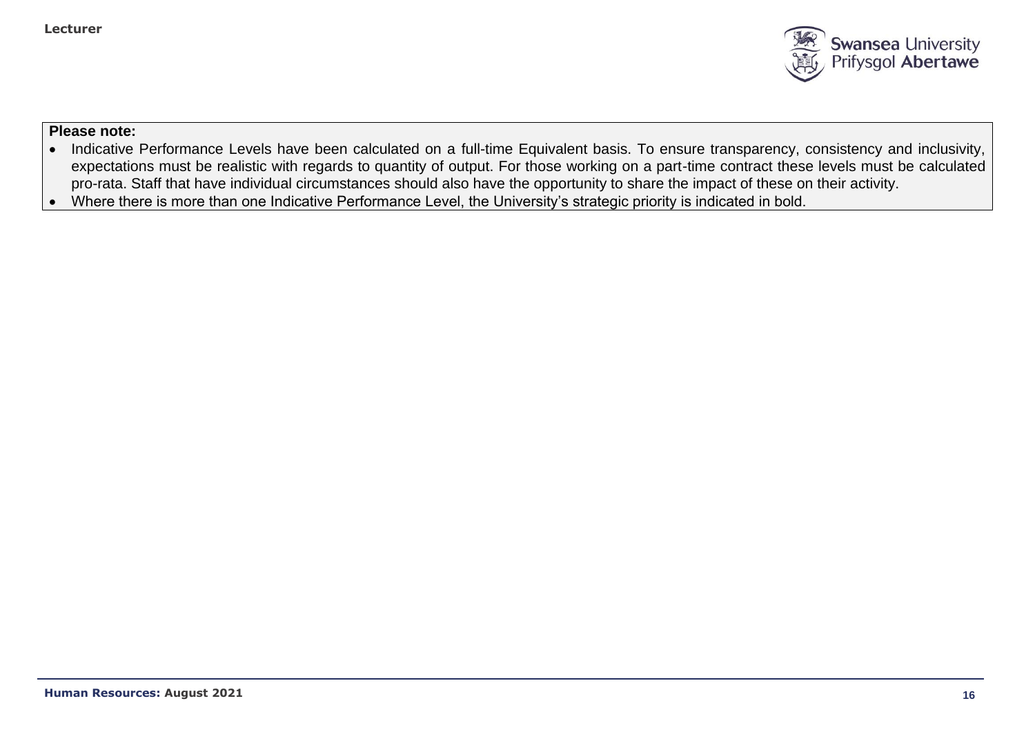**Please note:**

- Indicative Performance Levels have been calculated on a full-time Equivalent basis. To ensure transparency, consistency and inclusivity, expectations must be realistic with regards to quantity of output. For those working on a part-time contract these levels must be calculated pro-rata. Staff that have individual circumstances should also have the opportunity to share the impact of these on their activity.
- Where there is more than one Indicative Performance Level, the University's strategic priority is indicated in bold.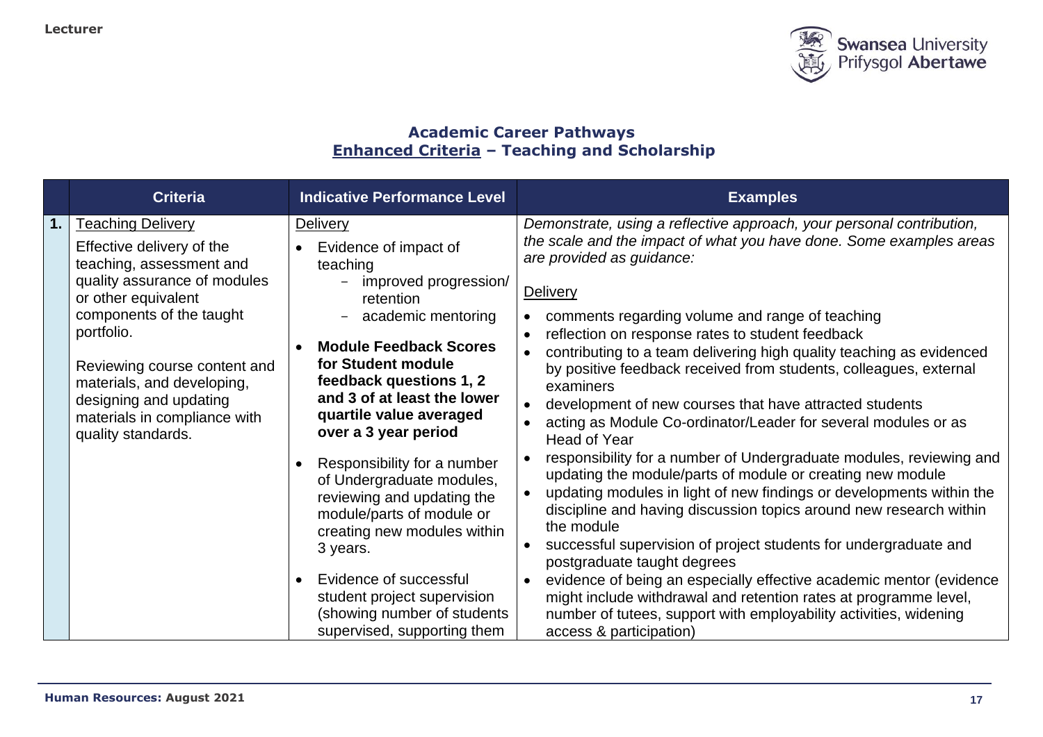# Academic Career Pathways

## Enhanced Criteria – Teaching and Scholarship

| | Criteria | Indicative Performance Level | Examples |
|---|---|---|---|
| **1.** | Teaching Delivery<br><br>Effective delivery of the teaching, assessment and quality assurance of modules or other equivalent components of the taught portfolio.<br><br>Reviewing course content and materials, and developing, designing and updating materials in compliance with quality standards. | Delivery<br><br>• Evidence of impact of teaching<br>  – improved progression/ retention<br>  – academic mentoring<br><br>• **Module Feedback Scores for Student module feedback questions 1, 2 and 3 of at least the lower quartile value averaged over a 3 year period**<br><br>• Responsibility for a number of Undergraduate modules, reviewing and updating the module/parts of module or creating new modules within 3 years.<br><br>• Evidence of successful student project supervision (showing number of students supervised, supporting them | *Demonstrate, using a reflective approach, your personal contribution, the scale and the impact of what you have done. Some examples areas are provided as guidance:*<br><br>Delivery<br><br>• comments regarding volume and range of teaching<br>• reflection on response rates to student feedback<br>• contributing to a team delivering high quality teaching as evidenced by positive feedback received from students, colleagues, external examiners<br>• development of new courses that have attracted students<br>• acting as Module Co-ordinator/Leader for several modules or as Head of Year<br>• responsibility for a number of Undergraduate modules, reviewing and updating the module/parts of module or creating new module<br>• updating modules in light of new findings or developments within the discipline and having discussion topics around new research within the module<br>• successful supervision of project students for undergraduate and postgraduate taught degrees<br>• evidence of being an especially effective academic mentor (evidence might include withdrawal and retention rates at programme level, number of tutees, support with employability activities, widening access & participation) |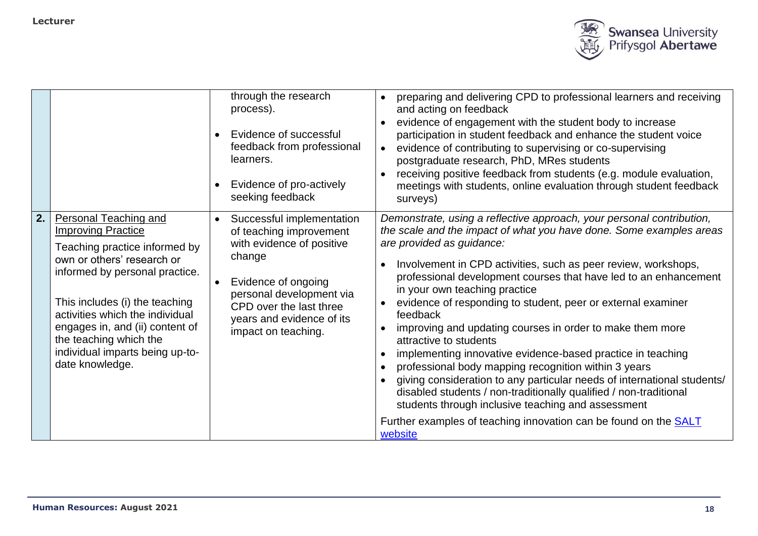| | | | |
|---|---|---|---|
| | | through the research process).<br><br>• Evidence of successful feedback from professional learners.<br><br>• Evidence of pro-actively seeking feedback | • preparing and delivering CPD to professional learners and receiving and acting on feedback<br>• evidence of engagement with the student body to increase participation in student feedback and enhance the student voice<br>• evidence of contributing to supervising or co-supervising postgraduate research, PhD, MRes students<br>• receiving positive feedback from students (e.g. module evaluation, meetings with students, online evaluation through student feedback surveys) |
| **2.** | <u>Personal Teaching and Improving Practice</u><br><br>Teaching practice informed by own or others' research or informed by personal practice.<br><br>This includes (i) the teaching activities which the individual engages in, and (ii) content of the teaching which the individual imparts being up-to-date knowledge. | • Successful implementation of teaching improvement with evidence of positive change<br><br>• Evidence of ongoing personal development via CPD over the last three years and evidence of its impact on teaching. | *Demonstrate, using a reflective approach, your personal contribution, the scale and the impact of what you have done. Some examples areas are provided as guidance:*<br><br>• Involvement in CPD activities, such as peer review, workshops, professional development courses that have led to an enhancement in your own teaching practice<br>• evidence of responding to student, peer or external examiner feedback<br>• improving and updating courses in order to make them more attractive to students<br>• implementing innovative evidence-based practice in teaching<br>• professional body mapping recognition within 3 years<br>• giving consideration to any particular needs of international students/ disabled students / non-traditionally qualified / non-traditional students through inclusive teaching and assessment<br><br>Further examples of teaching innovation can be found on the <u>SALT website</u> |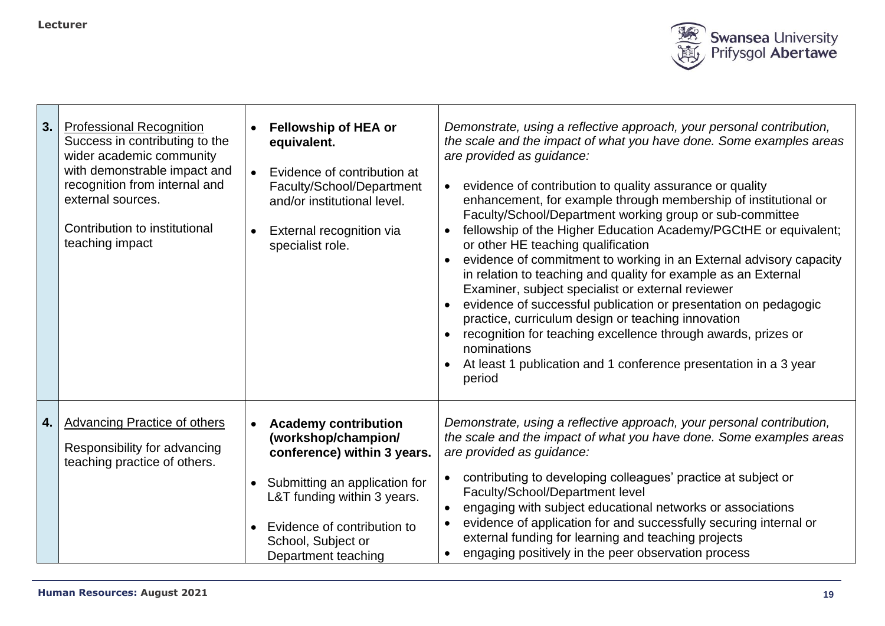| | | | |
|---|---|---|---|
| **3.** | <u>Professional Recognition</u><br>Success in contributing to the wider academic community with demonstrable impact and recognition from internal and external sources.<br><br>Contribution to institutional teaching impact | • **Fellowship of HEA or equivalent.**<br>• Evidence of contribution at Faculty/School/Department and/or institutional level.<br>• External recognition via specialist role. | *Demonstrate, using a reflective approach, your personal contribution, the scale and the impact of what you have done. Some examples areas are provided as guidance:*<br>• evidence of contribution to quality assurance or quality enhancement, for example through membership of institutional or Faculty/School/Department working group or sub-committee<br>• fellowship of the Higher Education Academy/PGCtHE or equivalent; or other HE teaching qualification<br>• evidence of commitment to working in an External advisory capacity in relation to teaching and quality for example as an External Examiner, subject specialist or external reviewer<br>• evidence of successful publication or presentation on pedagogic practice, curriculum design or teaching innovation<br>• recognition for teaching excellence through awards, prizes or nominations<br>• At least 1 publication and 1 conference presentation in a 3 year period |
| **4.** | <u>Advancing Practice of others</u><br><br>Responsibility for advancing teaching practice of others. | • **Academy contribution (workshop/champion/ conference) within 3 years.**<br>• Submitting an application for L&T funding within 3 years.<br>• Evidence of contribution to School, Subject or Department teaching | *Demonstrate, using a reflective approach, your personal contribution, the scale and the impact of what you have done. Some examples areas are provided as guidance:*<br>• contributing to developing colleagues' practice at subject or Faculty/School/Department level<br>• engaging with subject educational networks or associations<br>• evidence of application for and successfully securing internal or external funding for learning and teaching projects<br>• engaging positively in the peer observation process |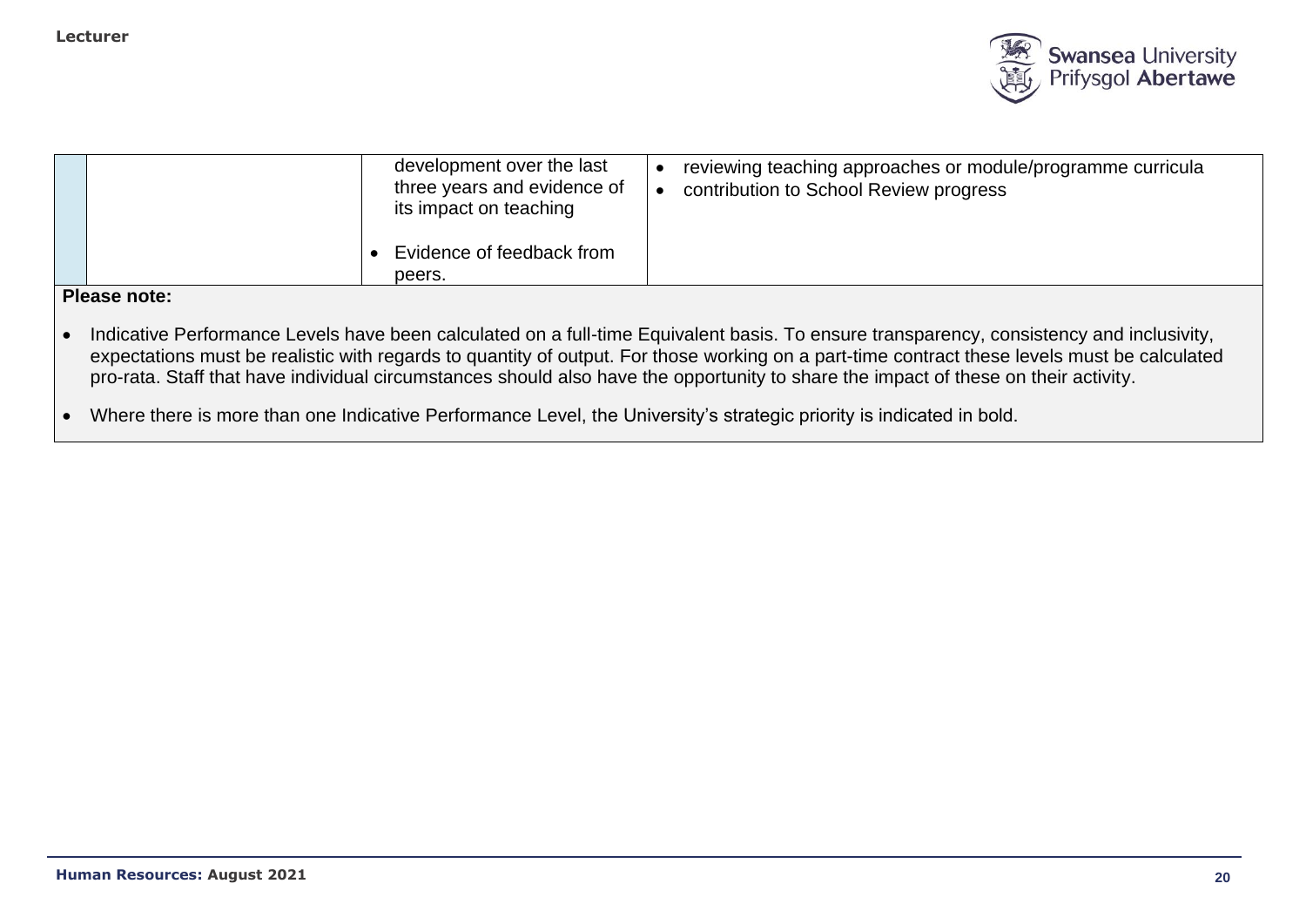| | | | |
|---|---|---|---|
| | | development over the last three years and evidence of its impact on teaching<br><br>• Evidence of feedback from peers. | • reviewing teaching approaches or module/programme curricula<br>• contribution to School Review progress |

**Please note:**

- Indicative Performance Levels have been calculated on a full-time Equivalent basis. To ensure transparency, consistency and inclusivity, expectations must be realistic with regards to quantity of output. For those working on a part-time contract these levels must be calculated pro-rata. Staff that have individual circumstances should also have the opportunity to share the impact of these on their activity.
- Where there is more than one Indicative Performance Level, the University's strategic priority is indicated in bold.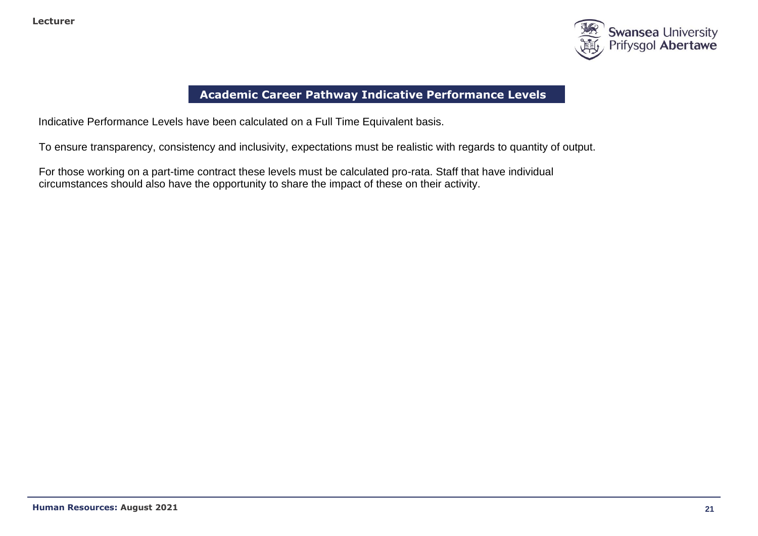## Academic Career Pathway Indicative Performance Levels

Indicative Performance Levels have been calculated on a Full Time Equivalent basis.

To ensure transparency, consistency and inclusivity, expectations must be realistic with regards to quantity of output.

For those working on a part-time contract these levels must be calculated pro-rata. Staff that have individual circumstances should also have the opportunity to share the impact of these on their activity.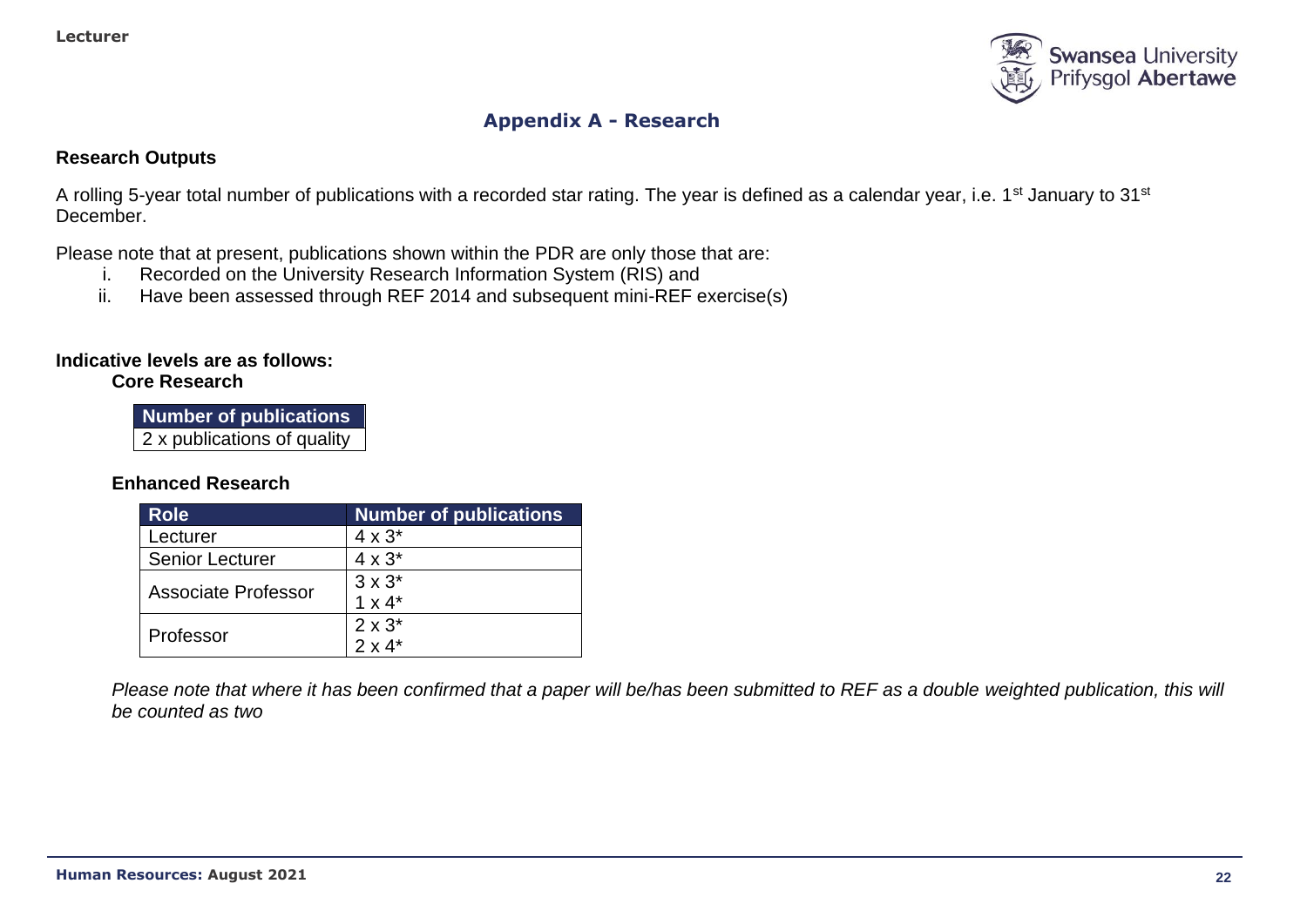## Appendix A - Research

**Research Outputs**

A rolling 5-year total number of publications with a recorded star rating. The year is defined as a calendar year, i.e. 1st January to 31st December.

Please note that at present, publications shown within the PDR are only those that are:

i. Recorded on the University Research Information System (RIS) and
ii. Have been assessed through REF 2014 and subsequent mini-REF exercise(s)

**Indicative levels are as follows:**

**Core Research**

| Number of publications |
|---|
| 2 x publications of quality |

**Enhanced Research**

| Role | Number of publications |
|---|---|
| Lecturer | 4 x 3* |
| Senior Lecturer | 4 x 3* |
| Associate Professor | 3 x 3*<br>1 x 4* |
| Professor | 2 x 3*<br>2 x 4* |

*Please note that where it has been confirmed that a paper will be/has been submitted to REF as a double weighted publication, this will be counted as two*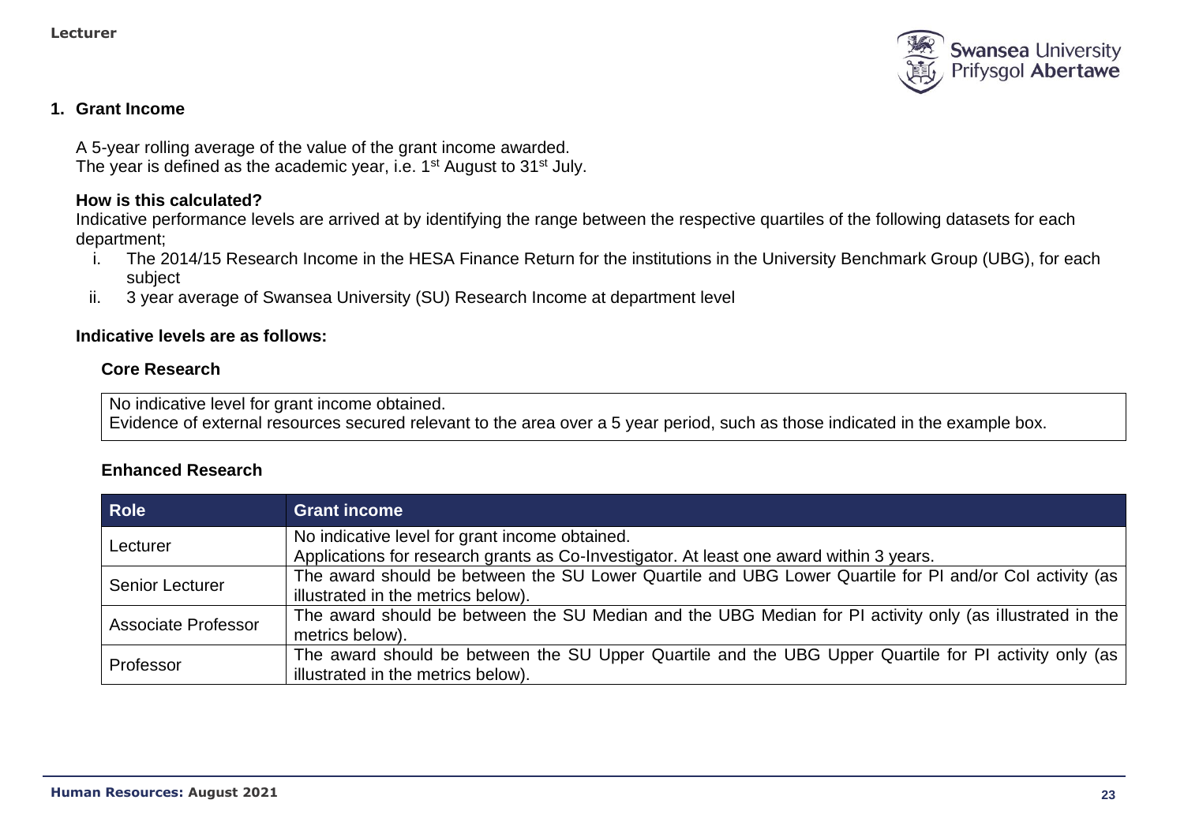## 1. Grant Income

A 5-year rolling average of the value of the grant income awarded.
The year is defined as the academic year, i.e. 1st August to 31st July.

**How is this calculated?**
Indicative performance levels are arrived at by identifying the range between the respective quartiles of the following datasets for each department;

i. The 2014/15 Research Income in the HESA Finance Return for the institutions in the University Benchmark Group (UBG), for each subject
ii. 3 year average of Swansea University (SU) Research Income at department level

**Indicative levels are as follows:**

**Core Research**

| No indicative level for grant income obtained.<br>Evidence of external resources secured relevant to the area over a 5 year period, such as those indicated in the example box. |
|---|

**Enhanced Research**

| Role | Grant income |
|---|---|
| Lecturer | No indicative level for grant income obtained.<br>Applications for research grants as Co-Investigator. At least one award within 3 years. |
| Senior Lecturer | The award should be between the SU Lower Quartile and UBG Lower Quartile for PI and/or CoI activity (as illustrated in the metrics below). |
| Associate Professor | The award should be between the SU Median and the UBG Median for PI activity only (as illustrated in the metrics below). |
| Professor | The award should be between the SU Upper Quartile and the UBG Upper Quartile for PI activity only (as illustrated in the metrics below). |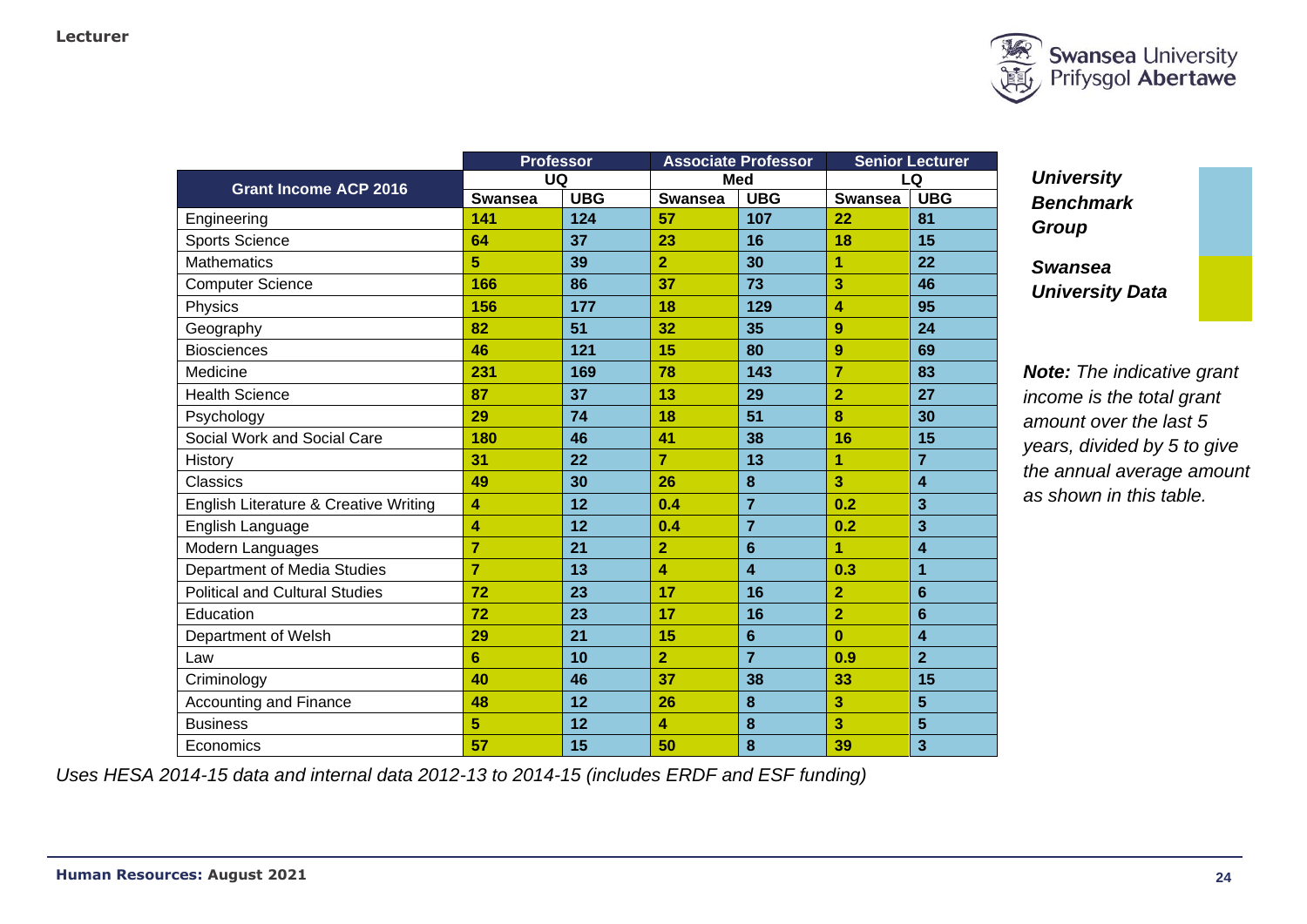**Lecturer**

| Grant Income ACP 2016 | Professor | | Associate Professor | | Senior Lecturer | |
|---|---|---|---|---|---|---|
| | UQ | | Med | | LQ | |
| | Swansea | UBG | Swansea | UBG | Swansea | UBG |
| Engineering | 141 | 124 | 57 | 107 | 22 | 81 |
| Sports Science | 64 | 37 | 23 | 16 | 18 | 15 |
| Mathematics | 5 | 39 | 2 | 30 | 1 | 22 |
| Computer Science | 166 | 86 | 37 | 73 | 3 | 46 |
| Physics | 156 | 177 | 18 | 129 | 4 | 95 |
| Geography | 82 | 51 | 32 | 35 | 9 | 24 |
| Biosciences | 46 | 121 | 15 | 80 | 9 | 69 |
| Medicine | 231 | 169 | 78 | 143 | 7 | 83 |
| Health Science | 87 | 37 | 13 | 29 | 2 | 27 |
| Psychology | 29 | 74 | 18 | 51 | 8 | 30 |
| Social Work and Social Care | 180 | 46 | 41 | 38 | 16 | 15 |
| History | 31 | 22 | 7 | 13 | 1 | 7 |
| Classics | 49 | 30 | 26 | 8 | 3 | 4 |
| English Literature & Creative Writing | 4 | 12 | 0.4 | 7 | 0.2 | 3 |
| English Language | 4 | 12 | 0.4 | 7 | 0.2 | 3 |
| Modern Languages | 7 | 21 | 2 | 6 | 1 | 4 |
| Department of Media Studies | 7 | 13 | 4 | 4 | 0.3 | 1 |
| Political and Cultural Studies | 72 | 23 | 17 | 16 | 2 | 6 |
| Education | 72 | 23 | 17 | 16 | 2 | 6 |
| Department of Welsh | 29 | 21 | 15 | 6 | 0 | 4 |
| Law | 6 | 10 | 2 | 7 | 0.9 | 2 |
| Criminology | 40 | 46 | 37 | 38 | 33 | 15 |
| Accounting and Finance | 48 | 12 | 26 | 8 | 3 | 5 |
| Business | 5 | 12 | 4 | 8 | 3 | 5 |
| Economics | 57 | 15 | 50 | 8 | 39 | 3 |

*Uses HESA 2014-15 data and internal data 2012-13 to 2014-15 (includes ERDF and ESF funding)*

***University Benchmark Group***

***Swansea University Data***

***Note:** The indicative grant income is the total grant amount over the last 5 years, divided by 5 to give the annual average amount as shown in this table.*

**Human Resources: August 2021**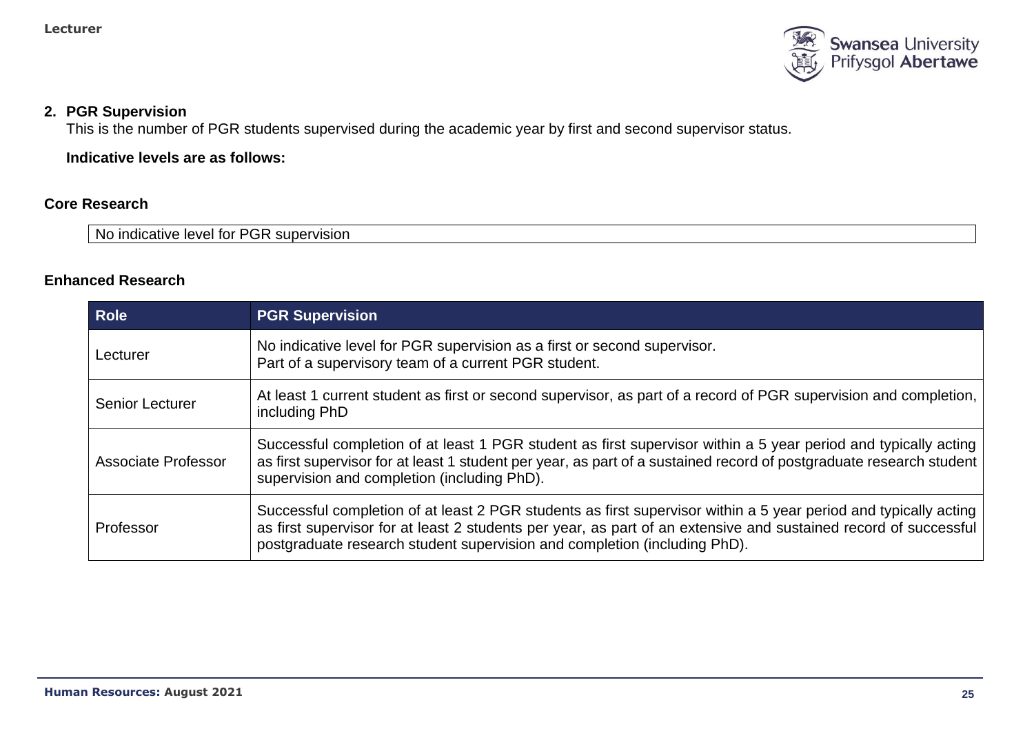## 2. PGR Supervision

This is the number of PGR students supervised during the academic year by first and second supervisor status.

**Indicative levels are as follows:**

### Core Research

| No indicative level for PGR supervision |
|---|

### Enhanced Research

| Role | PGR Supervision |
|---|---|
| Lecturer | No indicative level for PGR supervision as a first or second supervisor.<br>Part of a supervisory team of a current PGR student. |
| Senior Lecturer | At least 1 current student as first or second supervisor, as part of a record of PGR supervision and completion, including PhD |
| Associate Professor | Successful completion of at least 1 PGR student as first supervisor within a 5 year period and typically acting as first supervisor for at least 1 student per year, as part of a sustained record of postgraduate research student supervision and completion (including PhD). |
| Professor | Successful completion of at least 2 PGR students as first supervisor within a 5 year period and typically acting as first supervisor for at least 2 students per year, as part of an extensive and sustained record of successful postgraduate research student supervision and completion (including PhD). |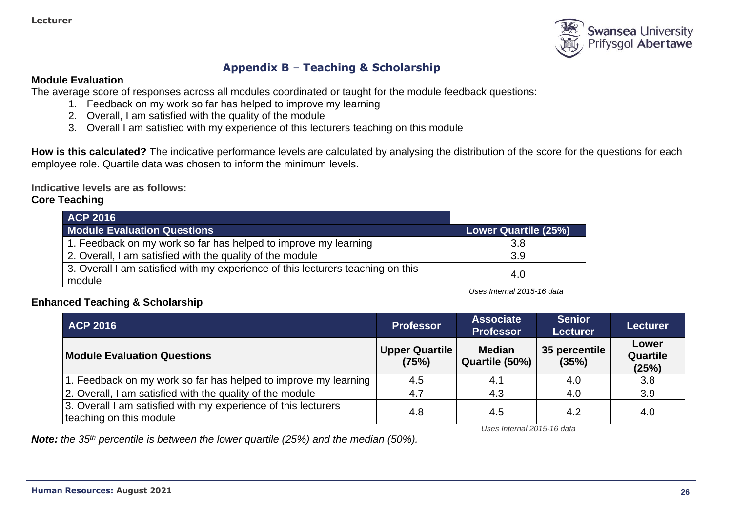## Appendix B – Teaching & Scholarship

**Module Evaluation**

The average score of responses across all modules coordinated or taught for the module feedback questions:

1. Feedback on my work so far has helped to improve my learning
2. Overall, I am satisfied with the quality of the module
3. Overall I am satisfied with my experience of this lecturers teaching on this module

**How is this calculated?** The indicative performance levels are calculated by analysing the distribution of the score for the questions for each employee role. Quartile data was chosen to inform the minimum levels.

**Indicative levels are as follows:**

**Core Teaching**

| ACP 2016 | |
|---|---|
| **Module Evaluation Questions** | **Lower Quartile (25%)** |
| 1. Feedback on my work so far has helped to improve my learning | 3.8 |
| 2. Overall, I am satisfied with the quality of the module | 3.9 |
| 3. Overall I am satisfied with my experience of this lecturers teaching on this module | 4.0 |

*Uses Internal 2015-16 data*

**Enhanced Teaching & Scholarship**

| ACP 2016 | Professor | Associate Professor | Senior Lecturer | Lecturer |
|---|---|---|---|---|
| **Module Evaluation Questions** | **Upper Quartile (75%)** | **Median Quartile (50%)** | **35 percentile (35%)** | **Lower Quartile (25%)** |
| 1. Feedback on my work so far has helped to improve my learning | 4.5 | 4.1 | 4.0 | 3.8 |
| 2. Overall, I am satisfied with the quality of the module | 4.7 | 4.3 | 4.0 | 3.9 |
| 3. Overall I am satisfied with my experience of this lecturers teaching on this module | 4.8 | 4.5 | 4.2 | 4.0 |

*Uses Internal 2015-16 data*

***Note:*** *the 35th percentile is between the lower quartile (25%) and the median (50%).*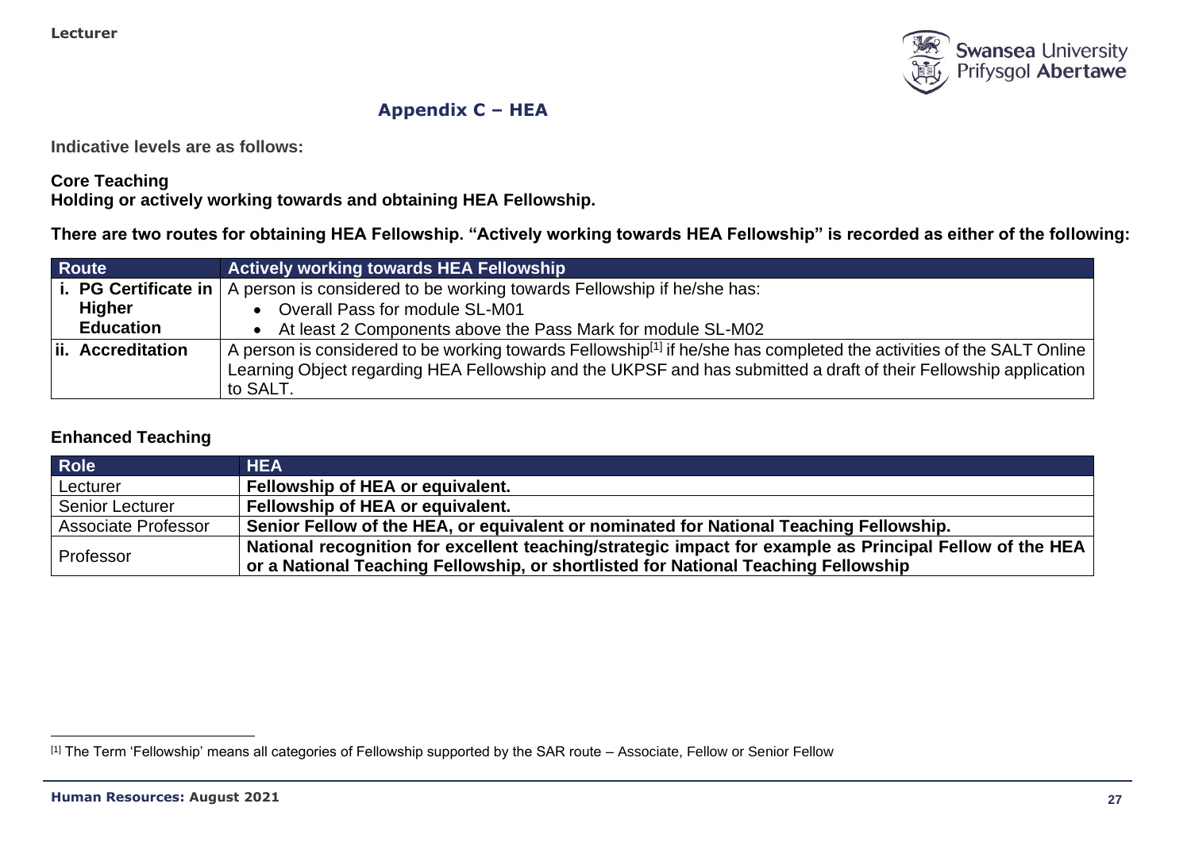## Appendix C – HEA

**Indicative levels are as follows:**

**Core Teaching**
**Holding or actively working towards and obtaining HEA Fellowship.**

**There are two routes for obtaining HEA Fellowship. "Actively working towards HEA Fellowship" is recorded as either of the following:**

| Route | Actively working towards HEA Fellowship |
|---|---|
| **i. PG Certificate in Higher Education** | A person is considered to be working towards Fellowship if he/she has:<br>• Overall Pass for module SL-M01<br>• At least 2 Components above the Pass Mark for module SL-M02 |
| **ii. Accreditation** | A person is considered to be working towards Fellowship[1] if he/she has completed the activities of the SALT Online Learning Object regarding HEA Fellowship and the UKPSF and has submitted a draft of their Fellowship application to SALT. |

**Enhanced Teaching**

| Role | HEA |
|---|---|
| Lecturer | **Fellowship of HEA or equivalent.** |
| Senior Lecturer | **Fellowship of HEA or equivalent.** |
| Associate Professor | **Senior Fellow of the HEA, or equivalent or nominated for National Teaching Fellowship.** |
| Professor | **National recognition for excellent teaching/strategic impact for example as Principal Fellow of the HEA or a National Teaching Fellowship, or shortlisted for National Teaching Fellowship** |

[1] The Term 'Fellowship' means all categories of Fellowship supported by the SAR route – Associate, Fellow or Senior Fellow